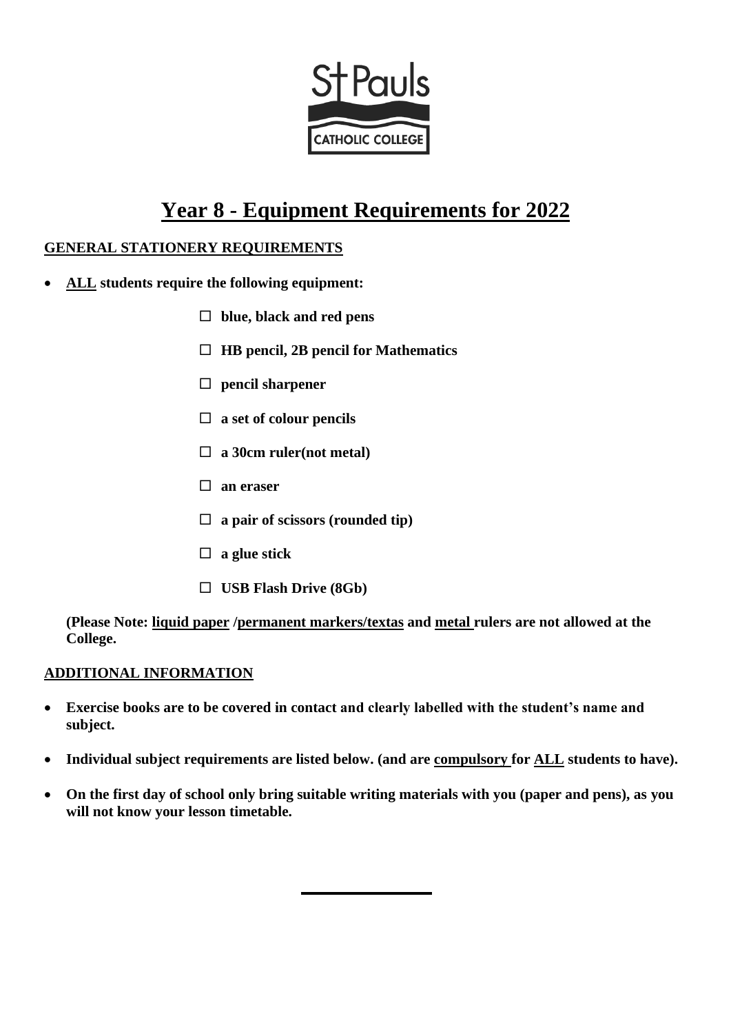St Pauls

CATHOLIC COLLEGE

# Year 8 - Equipment Requirements for 2022

## GENERAL STATIONERY REQUIREMENTS

- **ALL students require the following equipment:**

  - ☐ **blue, black and red pens**
  - ☐ **HB pencil, 2B pencil for Mathematics**
  - ☐ **pencil sharpener**
  - ☐ **a set of colour pencils**
  - ☐ **a 30cm ruler(not metal)**
  - ☐ **an eraser**
  - ☐ **a pair of scissors (rounded tip)**
  - ☐ **a glue stick**
  - ☐ **USB Flash Drive (8Gb)**

**(Please Note: liquid paper /permanent markers/textas and metal rulers are not allowed at the College.**

## ADDITIONAL INFORMATION

- **Exercise books are to be covered in contact and clearly labelled with the student's name and subject.**
- **Individual subject requirements are listed below. (and are compulsory for ALL students to have).**
- **On the first day of school only bring suitable writing materials with you (paper and pens), as you will not know your lesson timetable.**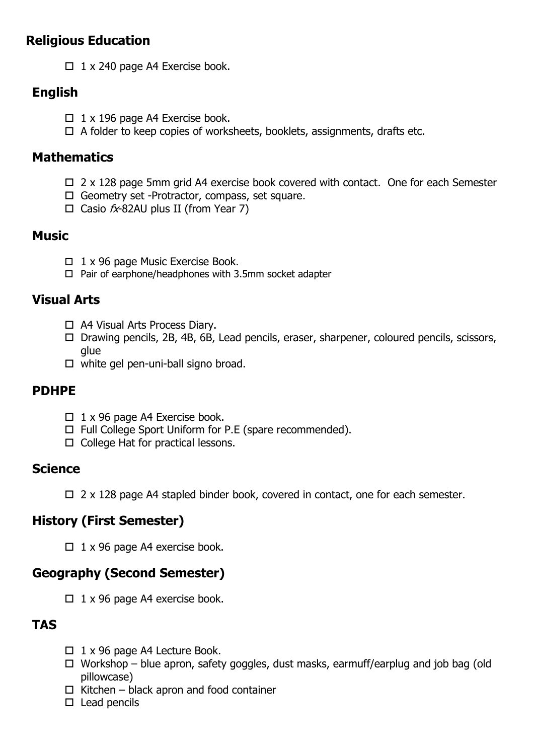## Religious Education

- ☐ 1 x 240 page A4 Exercise book.

## English

- ☐ 1 x 196 page A4 Exercise book.
- ☐ A folder to keep copies of worksheets, booklets, assignments, drafts etc.

## Mathematics

- ☐ 2 x 128 page 5mm grid A4 exercise book covered with contact. One for each Semester
- ☐ Geometry set -Protractor, compass, set square.
- ☐ Casio *fx*-82AU plus II (from Year 7)

## Music

- ☐ 1 x 96 page Music Exercise Book.
- ☐ Pair of earphone/headphones with 3.5mm socket adapter

## Visual Arts

- ☐ A4 Visual Arts Process Diary.
- ☐ Drawing pencils, 2B, 4B, 6B, Lead pencils, eraser, sharpener, coloured pencils, scissors, glue
- ☐ white gel pen-uni-ball signo broad.

## PDHPE

- ☐ 1 x 96 page A4 Exercise book.
- ☐ Full College Sport Uniform for P.E (spare recommended).
- ☐ College Hat for practical lessons.

## Science

- ☐ 2 x 128 page A4 stapled binder book, covered in contact, one for each semester.

## History (First Semester)

- ☐ 1 x 96 page A4 exercise book.

## Geography (Second Semester)

- ☐ 1 x 96 page A4 exercise book.

## TAS

- ☐ 1 x 96 page A4 Lecture Book.
- ☐ Workshop – blue apron, safety goggles, dust masks, earmuff/earplug and job bag (old pillowcase)
- ☐ Kitchen – black apron and food container
- ☐ Lead pencils